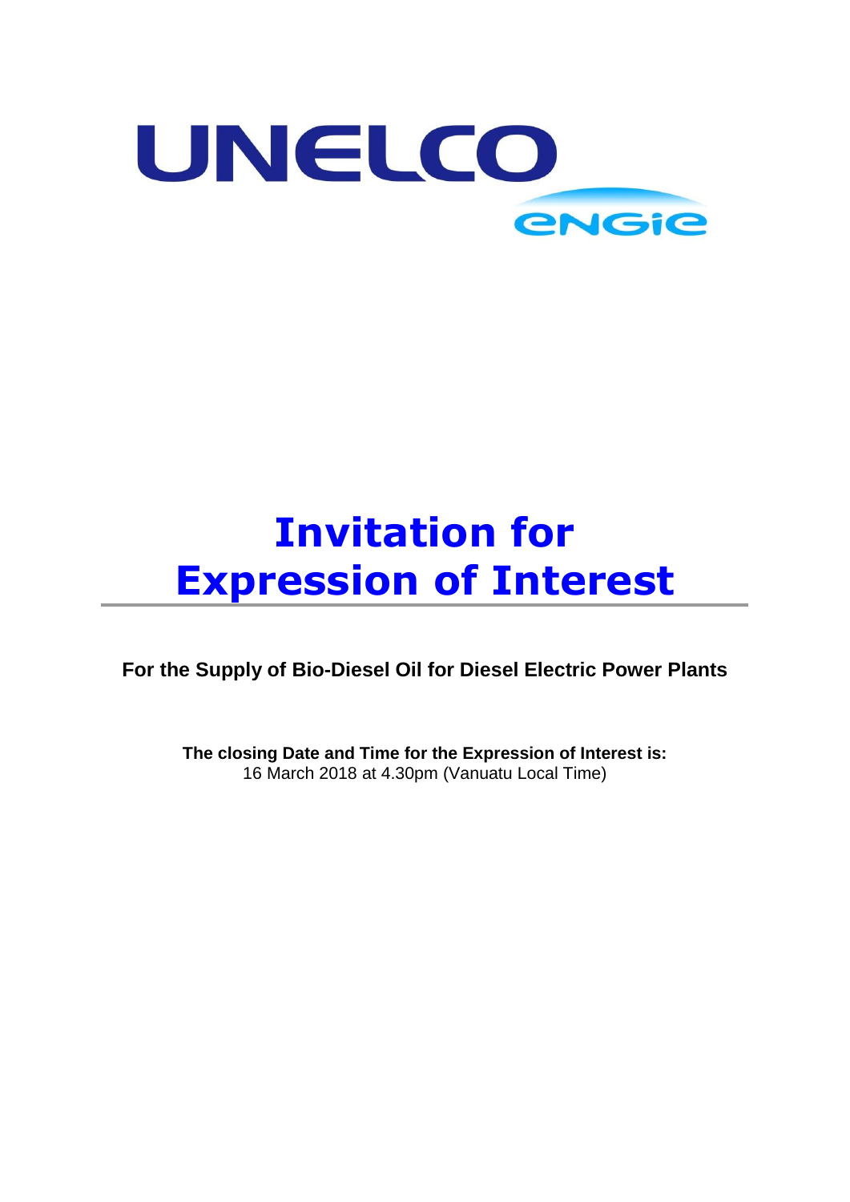UNELCO

engie

# Invitation for Expression of Interest

**For the Supply of Bio-Diesel Oil for Diesel Electric Power Plants**

**The closing Date and Time for the Expression of Interest is:**
16 March 2018 at 4.30pm (Vanuatu Local Time)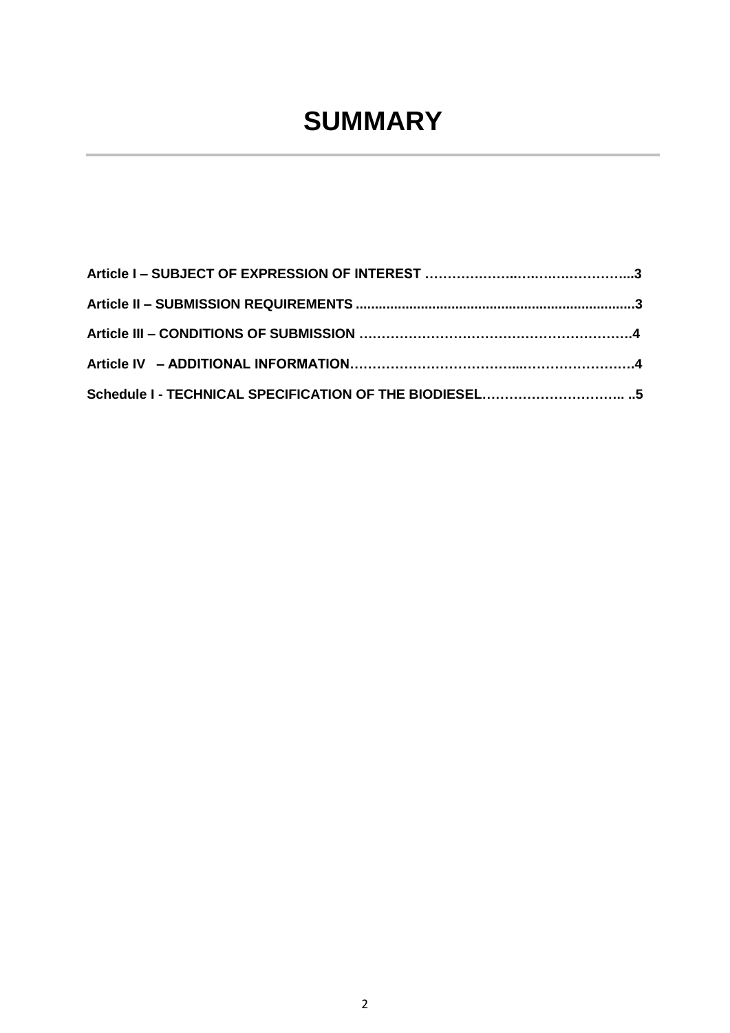# SUMMARY

**Article I – SUBJECT OF EXPRESSION OF INTEREST ………………..……….…………...3**

**Article II – SUBMISSION REQUIREMENTS ........................................................................3**

**Article III – CONDITIONS OF SUBMISSION …………………….………….………………4**

**Article IV – ADDITIONAL INFORMATION………………………………...…………………….4**

**Schedule I - TECHNICAL SPECIFICATION OF THE BIODIESEL………………………….. ..5**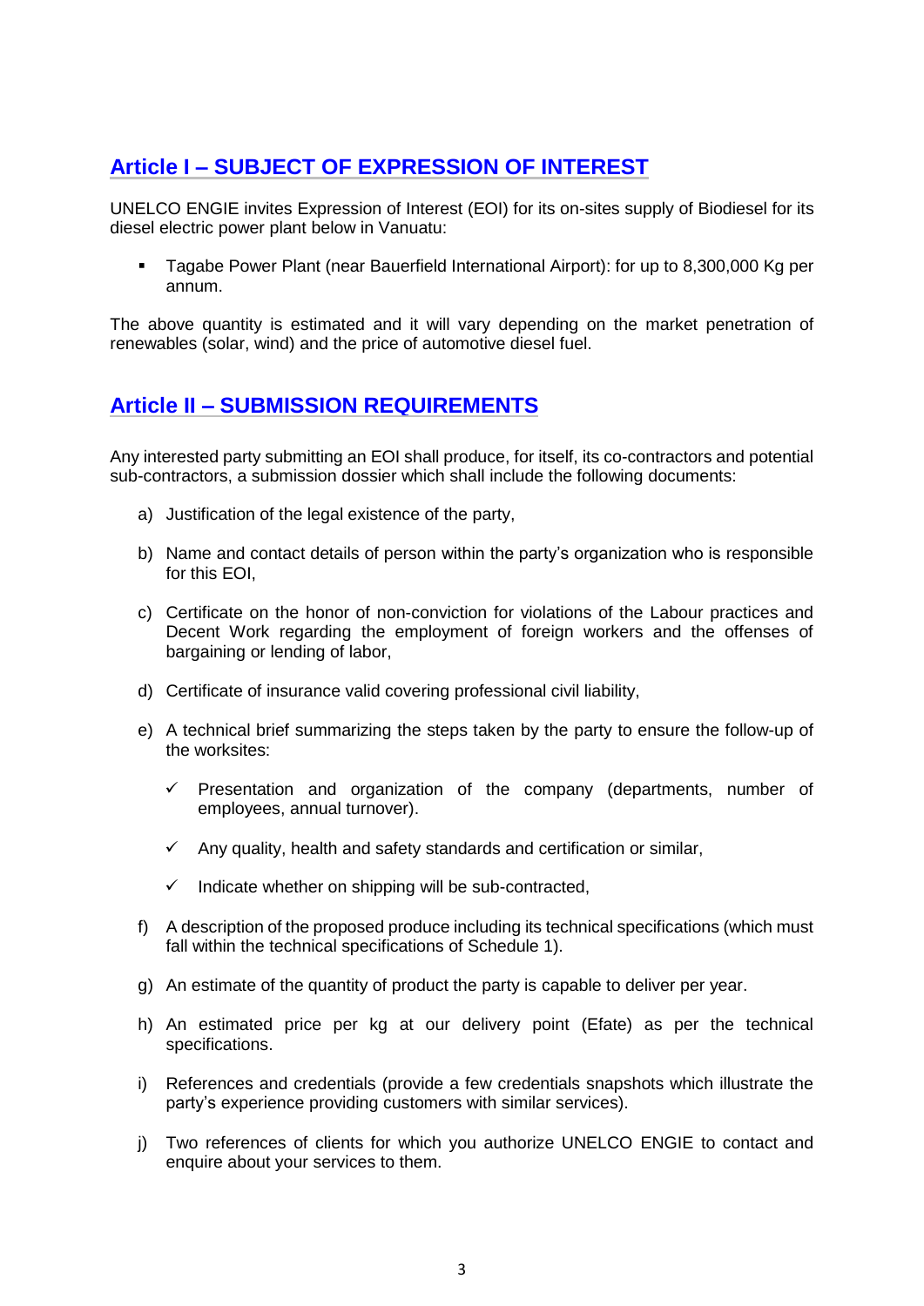## Article I – SUBJECT OF EXPRESSION OF INTEREST

UNELCO ENGIE invites Expression of Interest (EOI) for its on-sites supply of Biodiesel for its diesel electric power plant below in Vanuatu:

- Tagabe Power Plant (near Bauerfield International Airport): for up to 8,300,000 Kg per annum.

The above quantity is estimated and it will vary depending on the market penetration of renewables (solar, wind) and the price of automotive diesel fuel.

## Article II – SUBMISSION REQUIREMENTS

Any interested party submitting an EOI shall produce, for itself, its co-contractors and potential sub-contractors, a submission dossier which shall include the following documents:

a) Justification of the legal existence of the party,

b) Name and contact details of person within the party's organization who is responsible for this EOI,

c) Certificate on the honor of non-conviction for violations of the Labour practices and Decent Work regarding the employment of foreign workers and the offenses of bargaining or lending of labor,

d) Certificate of insurance valid covering professional civil liability,

e) A technical brief summarizing the steps taken by the party to ensure the follow-up of the worksites:

   - ✓ Presentation and organization of the company (departments, number of employees, annual turnover).
   - ✓ Any quality, health and safety standards and certification or similar,
   - ✓ Indicate whether on shipping will be sub-contracted,

f) A description of the proposed produce including its technical specifications (which must fall within the technical specifications of Schedule 1).

g) An estimate of the quantity of product the party is capable to deliver per year.

h) An estimated price per kg at our delivery point (Efate) as per the technical specifications.

i) References and credentials (provide a few credentials snapshots which illustrate the party's experience providing customers with similar services).

j) Two references of clients for which you authorize UNELCO ENGIE to contact and enquire about your services to them.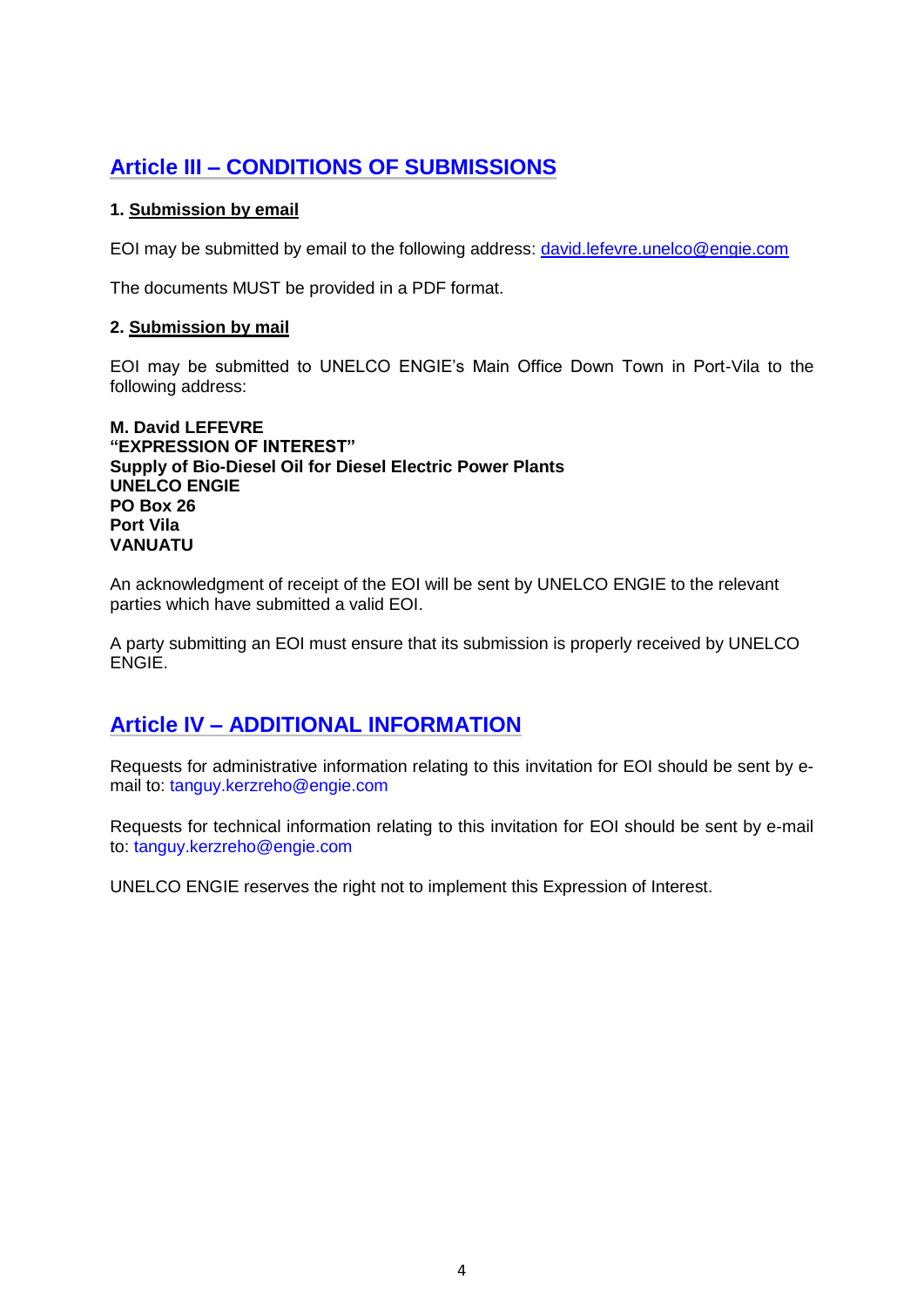## Article III – CONDITIONS OF SUBMISSIONS

**1. Submission by email**

EOI may be submitted by email to the following address: david.lefevre.unelco@engie.com

The documents MUST be provided in a PDF format.

**2. Submission by mail**

EOI may be submitted to UNELCO ENGIE's Main Office Down Town in Port-Vila to the following address:

**M. David LEFEVRE**
**"EXPRESSION OF INTEREST"**
**Supply of Bio-Diesel Oil for Diesel Electric Power Plants**
**UNELCO ENGIE**
**PO Box 26**
**Port Vila**
**VANUATU**

An acknowledgment of receipt of the EOI will be sent by UNELCO ENGIE to the relevant parties which have submitted a valid EOI.

A party submitting an EOI must ensure that its submission is properly received by UNELCO ENGIE.

## Article IV – ADDITIONAL INFORMATION

Requests for administrative information relating to this invitation for EOI should be sent by e-mail to: tanguy.kerzreho@engie.com

Requests for technical information relating to this invitation for EOI should be sent by e-mail to: tanguy.kerzreho@engie.com

UNELCO ENGIE reserves the right not to implement this Expression of Interest.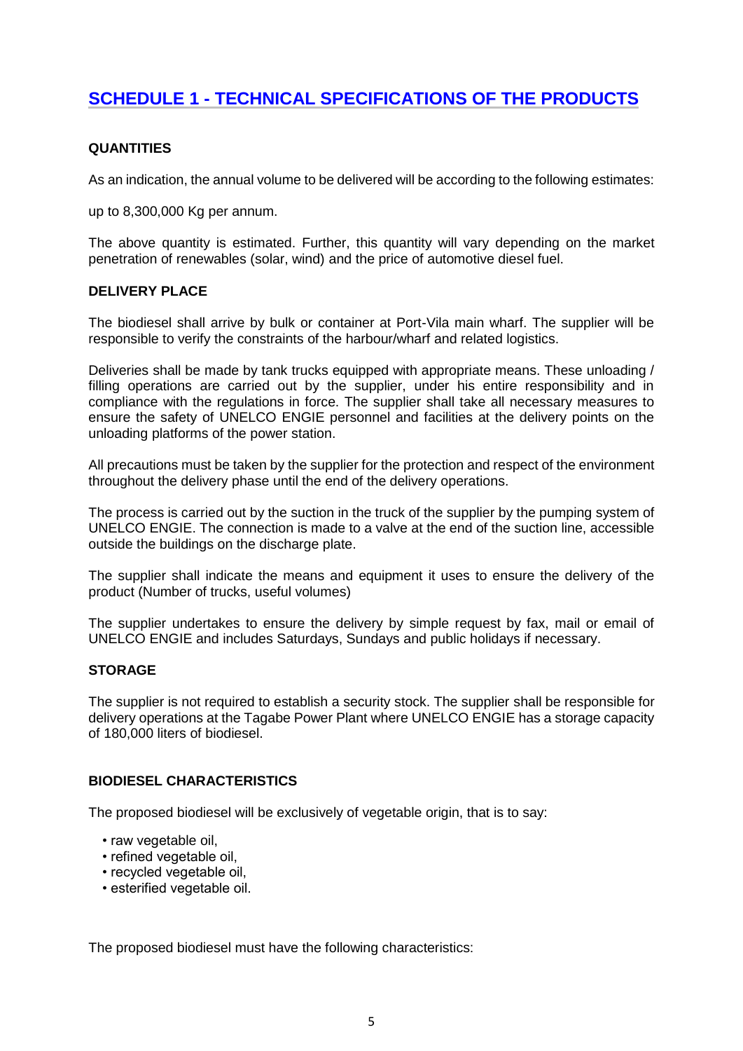## SCHEDULE 1 - TECHNICAL SPECIFICATIONS OF THE PRODUCTS

### QUANTITIES

As an indication, the annual volume to be delivered will be according to the following estimates:

up to 8,300,000 Kg per annum.

The above quantity is estimated. Further, this quantity will vary depending on the market penetration of renewables (solar, wind) and the price of automotive diesel fuel.

### DELIVERY PLACE

The biodiesel shall arrive by bulk or container at Port-Vila main wharf. The supplier will be responsible to verify the constraints of the harbour/wharf and related logistics.

Deliveries shall be made by tank trucks equipped with appropriate means. These unloading / filling operations are carried out by the supplier, under his entire responsibility and in compliance with the regulations in force. The supplier shall take all necessary measures to ensure the safety of UNELCO ENGIE personnel and facilities at the delivery points on the unloading platforms of the power station.

All precautions must be taken by the supplier for the protection and respect of the environment throughout the delivery phase until the end of the delivery operations.

The process is carried out by the suction in the truck of the supplier by the pumping system of UNELCO ENGIE. The connection is made to a valve at the end of the suction line, accessible outside the buildings on the discharge plate.

The supplier shall indicate the means and equipment it uses to ensure the delivery of the product (Number of trucks, useful volumes)

The supplier undertakes to ensure the delivery by simple request by fax, mail or email of UNELCO ENGIE and includes Saturdays, Sundays and public holidays if necessary.

### STORAGE

The supplier is not required to establish a security stock. The supplier shall be responsible for delivery operations at the Tagabe Power Plant where UNELCO ENGIE has a storage capacity of 180,000 liters of biodiesel.

### BIODIESEL CHARACTERISTICS

The proposed biodiesel will be exclusively of vegetable origin, that is to say:

- raw vegetable oil,
- refined vegetable oil,
- recycled vegetable oil,
- esterified vegetable oil.

The proposed biodiesel must have the following characteristics: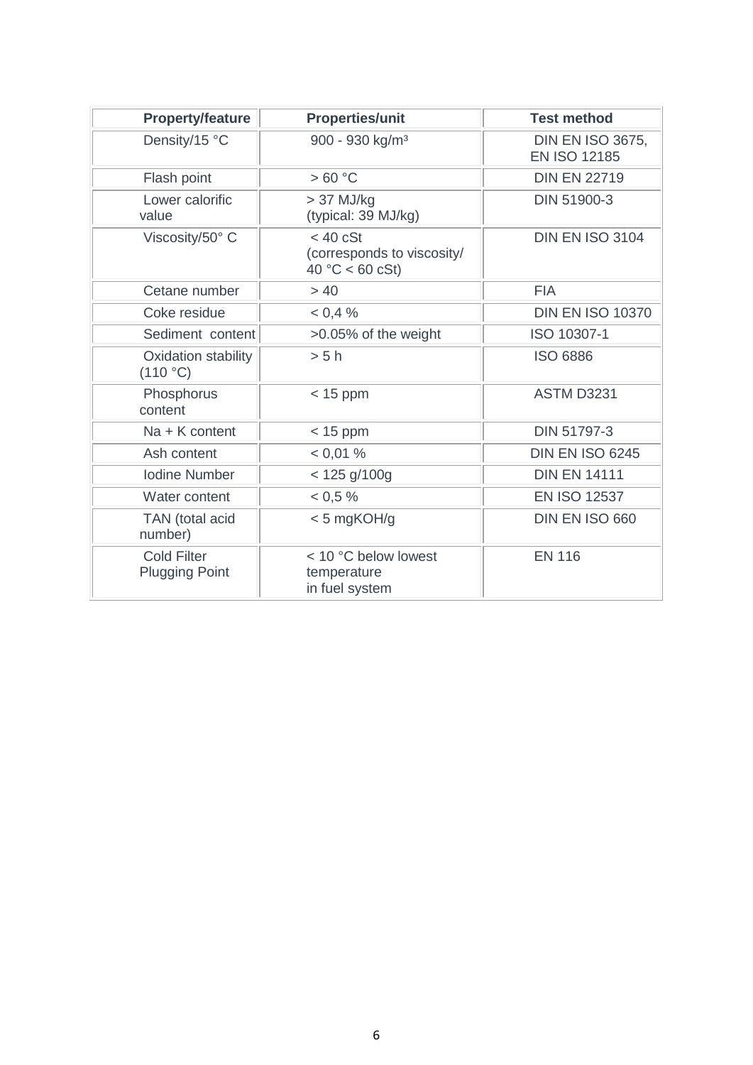| Property/feature | Properties/unit | Test method |
|---|---|---|
| Density/15 °C | 900 - 930 kg/m³ | DIN EN ISO 3675, EN ISO 12185 |
| Flash point | > 60 °C | DIN EN 22719 |
| Lower calorific value | > 37 MJ/kg (typical: 39 MJ/kg) | DIN 51900-3 |
| Viscosity/50° C | < 40 cSt (corresponds to viscosity/ 40 °C < 60 cSt) | DIN EN ISO 3104 |
| Cetane number | > 40 | FIA |
| Coke residue | < 0,4 % | DIN EN ISO 10370 |
| Sediment content | >0.05% of the weight | ISO 10307-1 |
| Oxidation stability (110 °C) | > 5 h | ISO 6886 |
| Phosphorus content | < 15 ppm | ASTM D3231 |
| Na + K content | < 15 ppm | DIN 51797-3 |
| Ash content | < 0,01 % | DIN EN ISO 6245 |
| Iodine Number | < 125 g/100g | DIN EN 14111 |
| Water content | < 0,5 % | EN ISO 12537 |
| TAN (total acid number) | < 5 mgKOH/g | DIN EN ISO 660 |
| Cold Filter Plugging Point | < 10 °C below lowest temperature in fuel system | EN 116 |